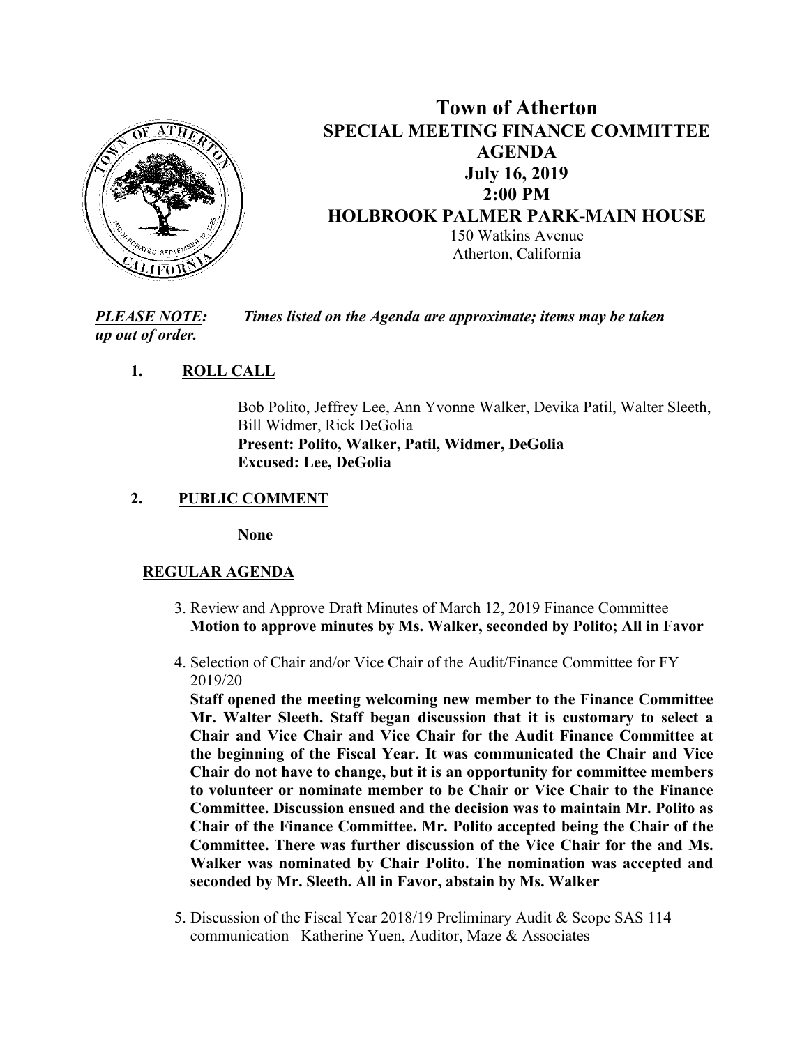# Town of Atherton

## SPECIAL MEETING FINANCE COMMITTEE AGENDA

**July 16, 2019**
**2:00 PM**
**HOLBROOK PALMER PARK-MAIN HOUSE**
150 Watkins Avenue
Atherton, California

***PLEASE NOTE:*** ***Times listed on the Agenda are approximate; items may be taken up out of order.***

1. **ROLL CALL**

   Bob Polito, Jeffrey Lee, Ann Yvonne Walker, Devika Patil, Walter Sleeth, Bill Widmer, Rick DeGolia
   **Present: Polito, Walker, Patil, Widmer, DeGolia**
   **Excused: Lee, DeGolia**

2. **PUBLIC COMMENT**

   **None**

**REGULAR AGENDA**

3. Review and Approve Draft Minutes of March 12, 2019 Finance Committee
   **Motion to approve minutes by Ms. Walker, seconded by Polito; All in Favor**

4. Selection of Chair and/or Vice Chair of the Audit/Finance Committee for FY 2019/20
   **Staff opened the meeting welcoming new member to the Finance Committee Mr. Walter Sleeth. Staff began discussion that it is customary to select a Chair and Vice Chair and Vice Chair for the Audit Finance Committee at the beginning of the Fiscal Year. It was communicated the Chair and Vice Chair do not have to change, but it is an opportunity for committee members to volunteer or nominate member to be Chair or Vice Chair to the Finance Committee. Discussion ensued and the decision was to maintain Mr. Polito as Chair of the Finance Committee. Mr. Polito accepted being the Chair of the Committee. There was further discussion of the Vice Chair for the and Ms. Walker was nominated by Chair Polito. The nomination was accepted and seconded by Mr. Sleeth. All in Favor, abstain by Ms. Walker**

5. Discussion of the Fiscal Year 2018/19 Preliminary Audit & Scope SAS 114 communication– Katherine Yuen, Auditor, Maze & Associates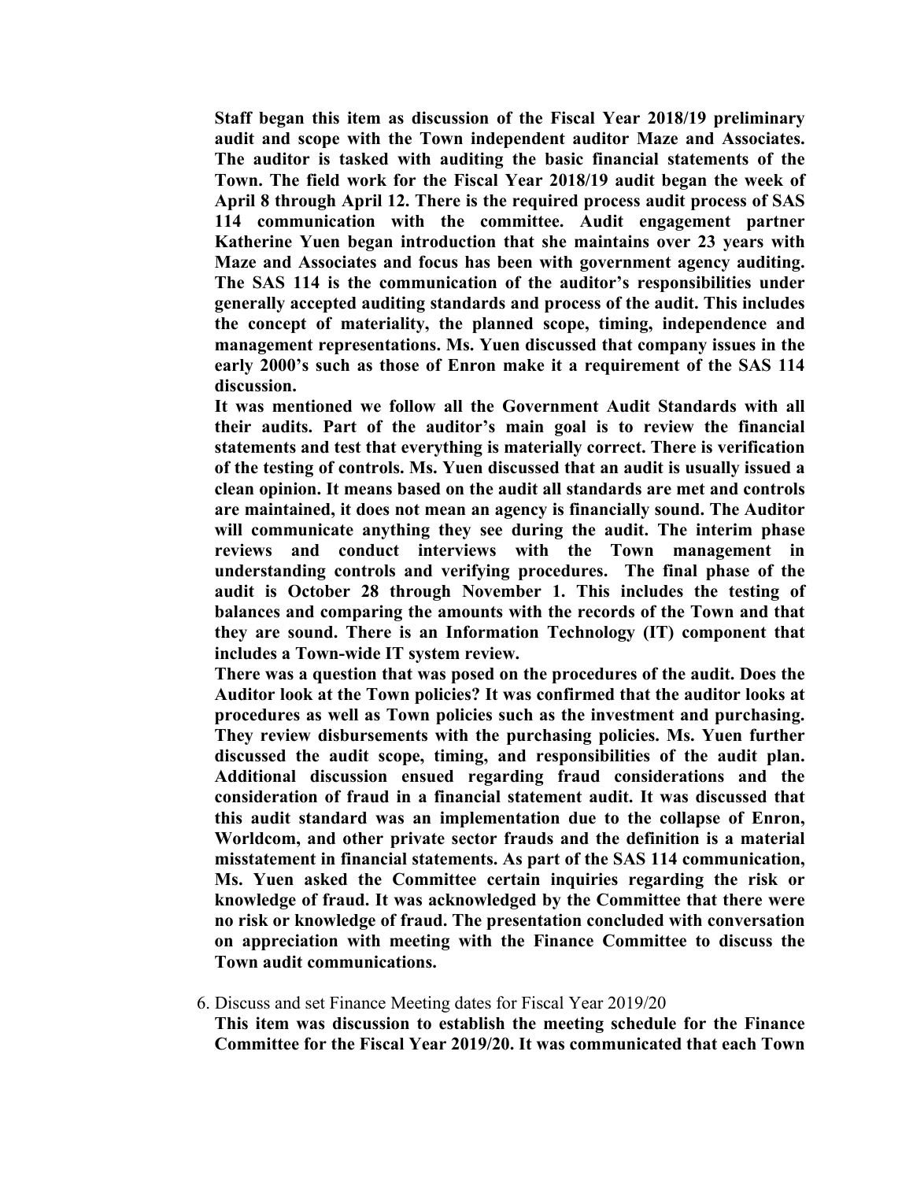**Staff began this item as discussion of the Fiscal Year 2018/19 preliminary audit and scope with the Town independent auditor Maze and Associates. The auditor is tasked with auditing the basic financial statements of the Town. The field work for the Fiscal Year 2018/19 audit began the week of April 8 through April 12. There is the required process audit process of SAS 114 communication with the committee. Audit engagement partner Katherine Yuen began introduction that she maintains over 23 years with Maze and Associates and focus has been with government agency auditing. The SAS 114 is the communication of the auditor's responsibilities under generally accepted auditing standards and process of the audit. This includes the concept of materiality, the planned scope, timing, independence and management representations. Ms. Yuen discussed that company issues in the early 2000's such as those of Enron make it a requirement of the SAS 114 discussion.**

**It was mentioned we follow all the Government Audit Standards with all their audits. Part of the auditor's main goal is to review the financial statements and test that everything is materially correct. There is verification of the testing of controls. Ms. Yuen discussed that an audit is usually issued a clean opinion. It means based on the audit all standards are met and controls are maintained, it does not mean an agency is financially sound. The Auditor will communicate anything they see during the audit. The interim phase reviews and conduct interviews with the Town management in understanding controls and verifying procedures. The final phase of the audit is October 28 through November 1. This includes the testing of balances and comparing the amounts with the records of the Town and that they are sound. There is an Information Technology (IT) component that includes a Town-wide IT system review.**

**There was a question that was posed on the procedures of the audit. Does the Auditor look at the Town policies? It was confirmed that the auditor looks at procedures as well as Town policies such as the investment and purchasing. They review disbursements with the purchasing policies. Ms. Yuen further discussed the audit scope, timing, and responsibilities of the audit plan. Additional discussion ensued regarding fraud considerations and the consideration of fraud in a financial statement audit. It was discussed that this audit standard was an implementation due to the collapse of Enron, Worldcom, and other private sector frauds and the definition is a material misstatement in financial statements. As part of the SAS 114 communication, Ms. Yuen asked the Committee certain inquiries regarding the risk or knowledge of fraud. It was acknowledged by the Committee that there were no risk or knowledge of fraud. The presentation concluded with conversation on appreciation with meeting with the Finance Committee to discuss the Town audit communications.**

6. Discuss and set Finance Meeting dates for Fiscal Year 2019/20

**This item was discussion to establish the meeting schedule for the Finance Committee for the Fiscal Year 2019/20. It was communicated that each Town**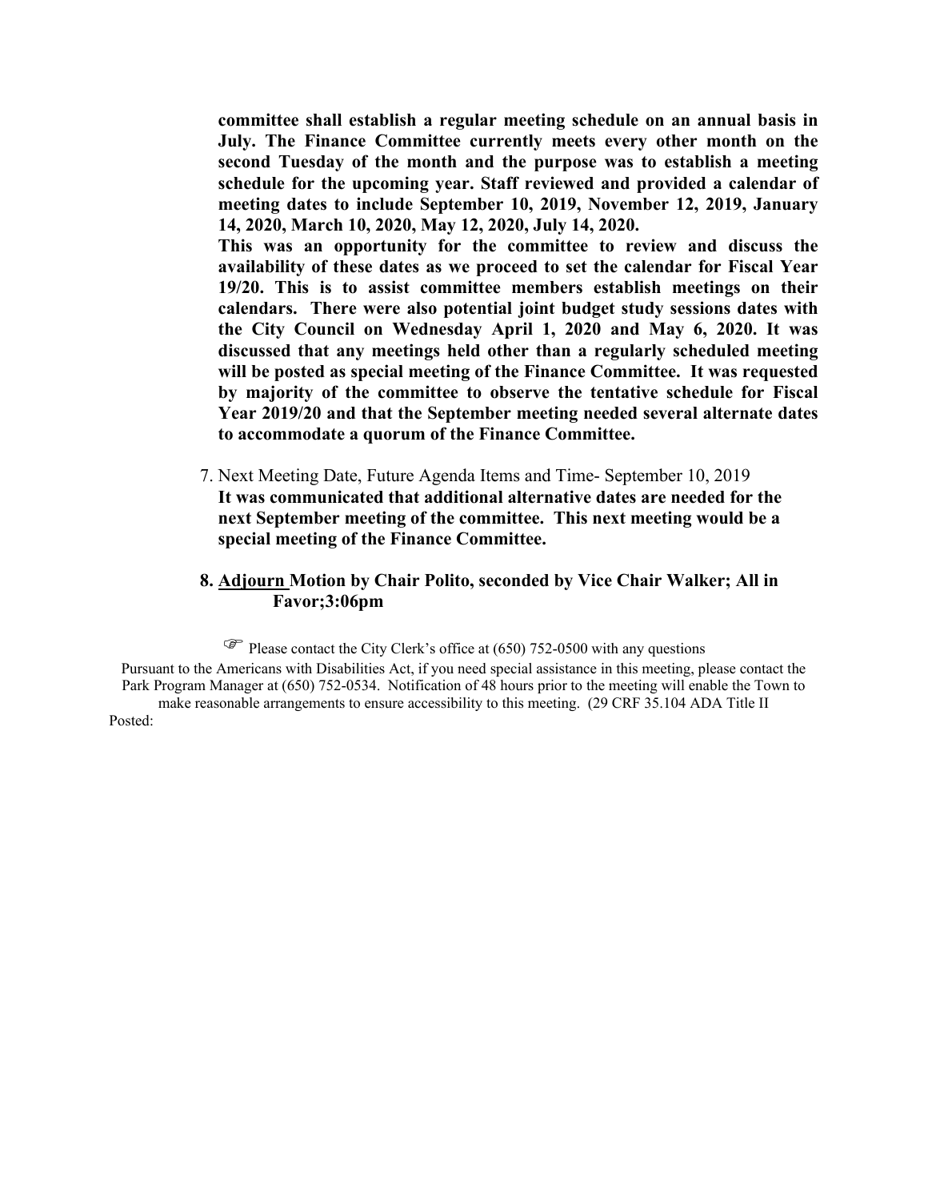**committee shall establish a regular meeting schedule on an annual basis in July. The Finance Committee currently meets every other month on the second Tuesday of the month and the purpose was to establish a meeting schedule for the upcoming year. Staff reviewed and provided a calendar of meeting dates to include September 10, 2019, November 12, 2019, January 14, 2020, March 10, 2020, May 12, 2020, July 14, 2020.**

**This was an opportunity for the committee to review and discuss the availability of these dates as we proceed to set the calendar for Fiscal Year 19/20. This is to assist committee members establish meetings on their calendars. There were also potential joint budget study sessions dates with the City Council on Wednesday April 1, 2020 and May 6, 2020. It was discussed that any meetings held other than a regularly scheduled meeting will be posted as special meeting of the Finance Committee. It was requested by majority of the committee to observe the tentative schedule for Fiscal Year 2019/20 and that the September meeting needed several alternate dates to accommodate a quorum of the Finance Committee.**

7. Next Meeting Date, Future Agenda Items and Time- September 10, 2019
**It was communicated that additional alternative dates are needed for the next September meeting of the committee. This next meeting would be a special meeting of the Finance Committee.**

8. **Adjourn Motion by Chair Polito, seconded by Vice Chair Walker; All in Favor;3:06pm**

☞ Please contact the City Clerk's office at (650) 752-0500 with any questions

Pursuant to the Americans with Disabilities Act, if you need special assistance in this meeting, please contact the Park Program Manager at (650) 752-0534. Notification of 48 hours prior to the meeting will enable the Town to make reasonable arrangements to ensure accessibility to this meeting. (29 CRF 35.104 ADA Title II

Posted: